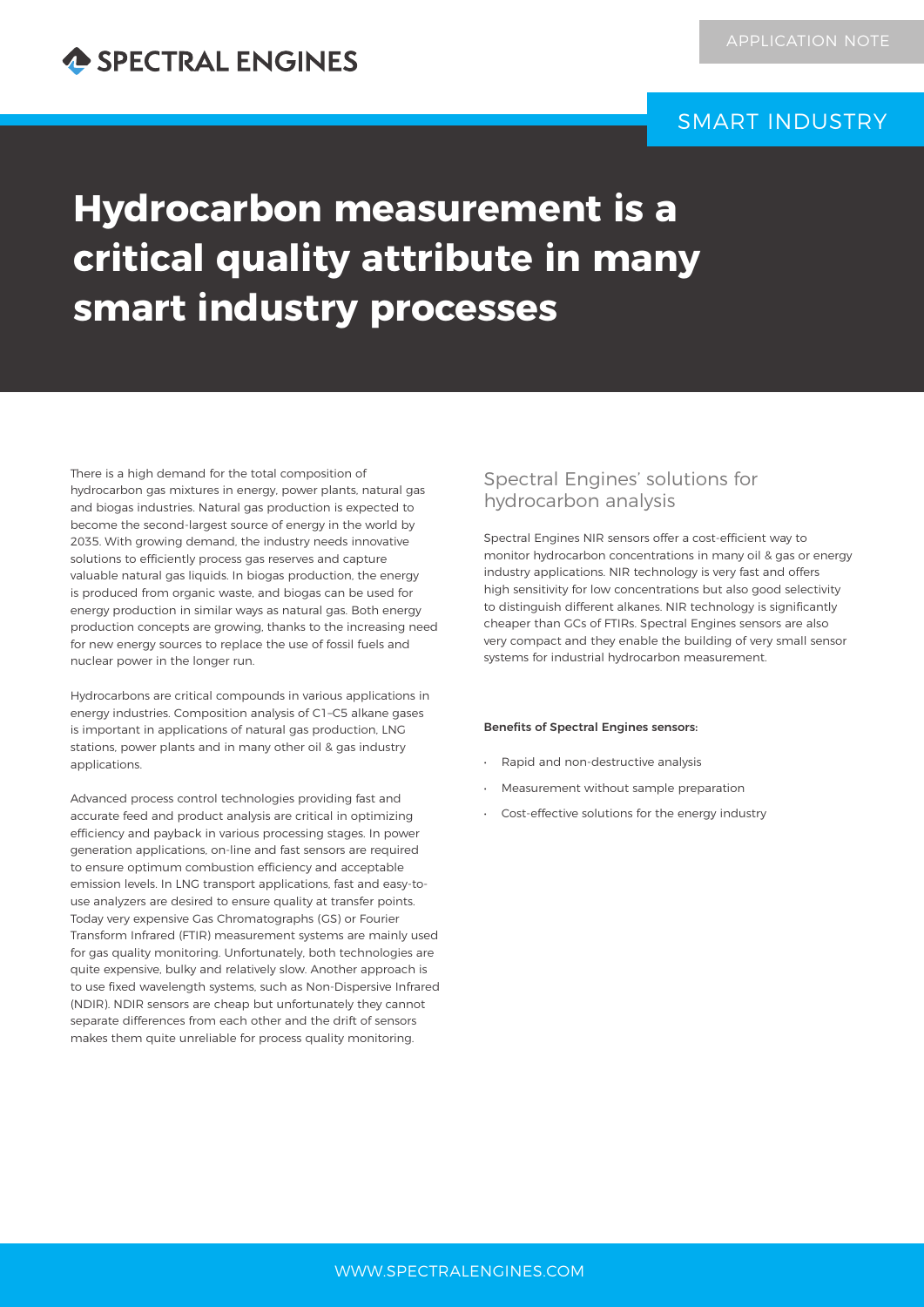APPLICATION NOTE

SMART INDUSTRY

# Hydrocarbon measurement is a critical quality attribute in many smart industry processes

There is a high demand for the total composition of hydrocarbon gas mixtures in energy, power plants, natural gas and biogas industries. Natural gas production is expected to become the second-largest source of energy in the world by 2035. With growing demand, the industry needs innovative solutions to efficiently process gas reserves and capture valuable natural gas liquids. In biogas production, the energy is produced from organic waste, and biogas can be used for energy production in similar ways as natural gas. Both energy production concepts are growing, thanks to the increasing need for new energy sources to replace the use of fossil fuels and nuclear power in the longer run.

Hydrocarbons are critical compounds in various applications in energy industries. Composition analysis of C1–C5 alkane gases is important in applications of natural gas production, LNG stations, power plants and in many other oil & gas industry applications.

Advanced process control technologies providing fast and accurate feed and product analysis are critical in optimizing efficiency and payback in various processing stages. In power generation applications, on-line and fast sensors are required to ensure optimum combustion efficiency and acceptable emission levels. In LNG transport applications, fast and easy-to-use analyzers are desired to ensure quality at transfer points. Today very expensive Gas Chromatographs (GS) or Fourier Transform Infrared (FTIR) measurement systems are mainly used for gas quality monitoring. Unfortunately, both technologies are quite expensive, bulky and relatively slow. Another approach is to use fixed wavelength systems, such as Non-Dispersive Infrared (NDIR). NDIR sensors are cheap but unfortunately they cannot separate differences from each other and the drift of sensors makes them quite unreliable for process quality monitoring.

## Spectral Engines' solutions for hydrocarbon analysis

Spectral Engines NIR sensors offer a cost-efficient way to monitor hydrocarbon concentrations in many oil & gas or energy industry applications. NIR technology is very fast and offers high sensitivity for low concentrations but also good selectivity to distinguish different alkanes. NIR technology is significantly cheaper than GCs of FTIRs. Spectral Engines sensors are also very compact and they enable the building of very small sensor systems for industrial hydrocarbon measurement.

**Benefits of Spectral Engines sensors:**

- Rapid and non-destructive analysis
- Measurement without sample preparation
- Cost-effective solutions for the energy industry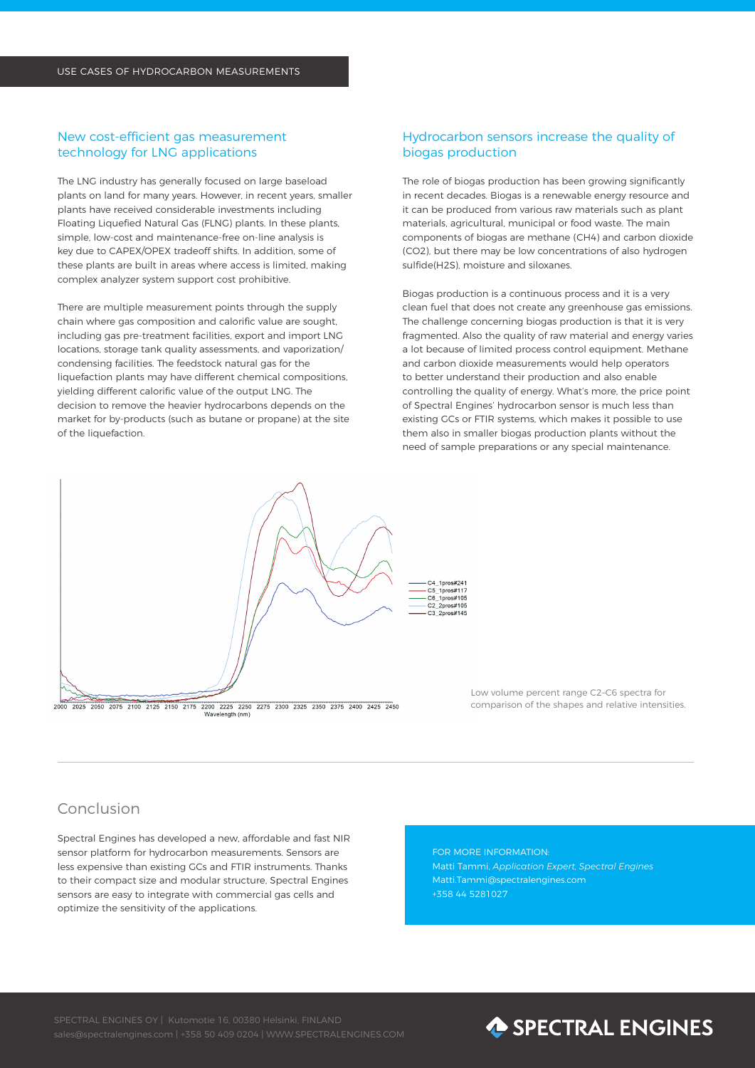USE CASES OF HYDROCARBON MEASUREMENTS

## New cost-efficient gas measurement technology for LNG applications

The LNG industry has generally focused on large baseload plants on land for many years. However, in recent years, smaller plants have received considerable investments including Floating Liquefied Natural Gas (FLNG) plants. In these plants, simple, low-cost and maintenance-free on-line analysis is key due to CAPEX/OPEX tradeoff shifts. In addition, some of these plants are built in areas where access is limited, making complex analyzer system support cost prohibitive.

There are multiple measurement points through the supply chain where gas composition and calorific value are sought, including gas pre-treatment facilities, export and import LNG locations, storage tank quality assessments, and vaporization/condensing facilities. The feedstock natural gas for the liquefaction plants may have different chemical compositions, yielding different calorific value of the output LNG. The decision to remove the heavier hydrocarbons depends on the market for by-products (such as butane or propane) at the site of the liquefaction.

## Hydrocarbon sensors increase the quality of biogas production

The role of biogas production has been growing significantly in recent decades. Biogas is a renewable energy resource and it can be produced from various raw materials such as plant materials, agricultural, municipal or food waste. The main components of biogas are methane ($CH_4$) and carbon dioxide ($CO_2$), but there may be low concentrations of also hydrogen sulfide($H_2S$), moisture and siloxanes.

Biogas production is a continuous process and it is a very clean fuel that does not create any greenhouse gas emissions. The challenge concerning biogas production is that it is very fragmented. Also the quality of raw material and energy varies a lot because of limited process control equipment. Methane and carbon dioxide measurements would help operators to better understand their production and also enable controlling the quality of energy. What's more, the price point of Spectral Engines' hydrocarbon sensor is much less than existing GCs or FTIR systems, which makes it possible to use them also in smaller biogas production plants without the need of sample preparations or any special maintenance.

C4_1pros#241
C5_1pros#117
C6_1pros#105
C2_2pros#105
C3_2pros#145

2000 2025 2050 2075 2100 2125 2150 2175 2200 2225 2250 2275 2300 2325 2350 2375 2400 2425 2450
Wavelength (nm)

Low volume percent range C2–C6 spectra for comparison of the shapes and relative intensities.

## Conclusion

Spectral Engines has developed a new, affordable and fast NIR sensor platform for hydrocarbon measurements. Sensors are less expensive than existing GCs and FTIR instruments. Thanks to their compact size and modular structure, Spectral Engines sensors are easy to integrate with commercial gas cells and optimize the sensitivity of the applications.

FOR MORE INFORMATION:
Matti Tammi, *Application Expert, Spectral Engines*
Matti.Tammi@spectralengines.com
+358 44 5281027

SPECTRAL ENGINES OY | Kutomotie 16, 00380 Helsinki, FINLAND
sales@spectralengines.com | +358 50 409 0204 | WWW.SPECTRALENGINES.COM

SPECTRAL ENGINES